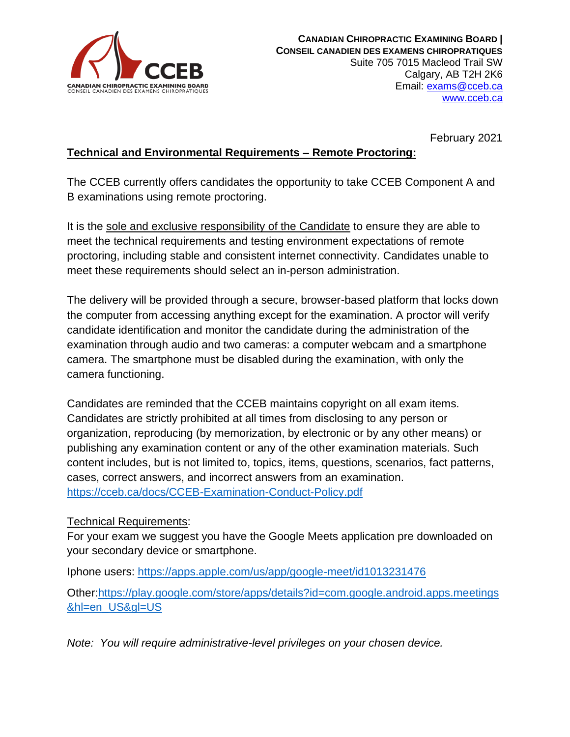**CANADIAN CHIROPRACTIC EXAMINING BOARD |**
**CONSEIL CANADIEN DES EXAMENS CHIROPRATIQUES**
Suite 705 7015 Macleod Trail SW
Calgary, AB T2H 2K6
Email: [exams@cceb.ca](mailto:exams@cceb.ca)
[www.cceb.ca](http://www.cceb.ca)

February 2021

## Technical and Environmental Requirements – Remote Proctoring:

The CCEB currently offers candidates the opportunity to take CCEB Component A and B examinations using remote proctoring.

It is the sole and exclusive responsibility of the Candidate to ensure they are able to meet the technical requirements and testing environment expectations of remote proctoring, including stable and consistent internet connectivity. Candidates unable to meet these requirements should select an in-person administration.

The delivery will be provided through a secure, browser-based platform that locks down the computer from accessing anything except for the examination. A proctor will verify candidate identification and monitor the candidate during the administration of the examination through audio and two cameras: a computer webcam and a smartphone camera. The smartphone must be disabled during the examination, with only the camera functioning.

Candidates are reminded that the CCEB maintains copyright on all exam items. Candidates are strictly prohibited at all times from disclosing to any person or organization, reproducing (by memorization, by electronic or by any other means) or publishing any examination content or any of the other examination materials. Such content includes, but is not limited to, topics, items, questions, scenarios, fact patterns, cases, correct answers, and incorrect answers from an examination.
https://cceb.ca/docs/CCEB-Examination-Conduct-Policy.pdf

### Technical Requirements:

For your exam we suggest you have the Google Meets application pre downloaded on your secondary device or smartphone.

Iphone users: https://apps.apple.com/us/app/google-meet/id1013231476

Other:https://play.google.com/store/apps/details?id=com.google.android.apps.meetings&hl=en_US&gl=US

*Note: You will require administrative-level privileges on your chosen device.*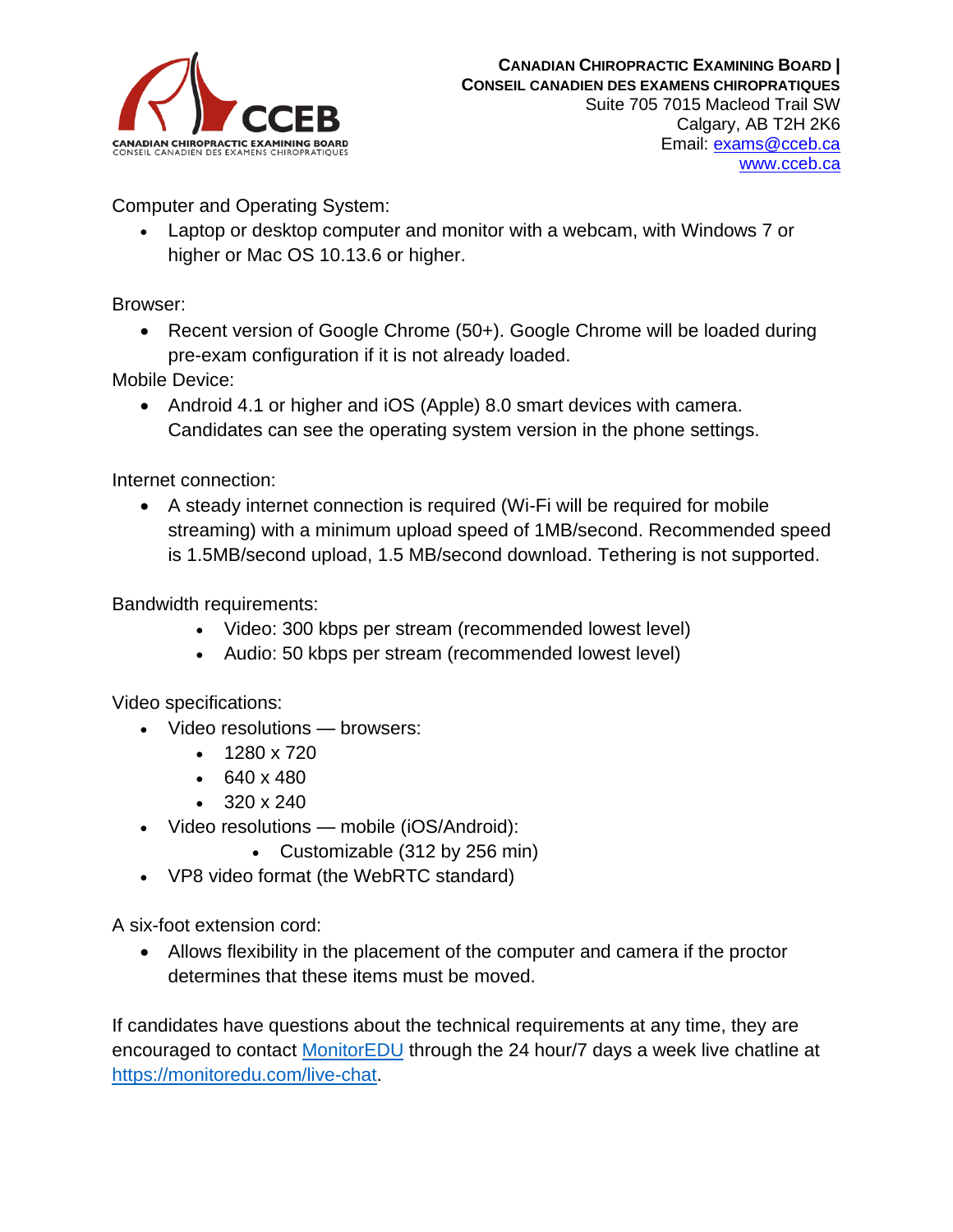Computer and Operating System:

- Laptop or desktop computer and monitor with a webcam, with Windows 7 or higher or Mac OS 10.13.6 or higher.

Browser:

- Recent version of Google Chrome (50+). Google Chrome will be loaded during pre-exam configuration if it is not already loaded.

Mobile Device:

- Android 4.1 or higher and iOS (Apple) 8.0 smart devices with camera. Candidates can see the operating system version in the phone settings.

Internet connection:

- A steady internet connection is required (Wi-Fi will be required for mobile streaming) with a minimum upload speed of 1MB/second. Recommended speed is 1.5MB/second upload, 1.5 MB/second download. Tethering is not supported.

Bandwidth requirements:

- Video: 300 kbps per stream (recommended lowest level)
- Audio: 50 kbps per stream (recommended lowest level)

Video specifications:

- Video resolutions — browsers:
  - 1280 x 720
  - 640 x 480
  - 320 x 240
- Video resolutions — mobile (iOS/Android):
  - Customizable (312 by 256 min)
- VP8 video format (the WebRTC standard)

A six-foot extension cord:

- Allows flexibility in the placement of the computer and camera if the proctor determines that these items must be moved.

If candidates have questions about the technical requirements at any time, they are encouraged to contact [MonitorEDU](https://monitoredu.com) through the 24 hour/7 days a week live chatline at [https://monitoredu.com/live-chat](https://monitoredu.com/live-chat).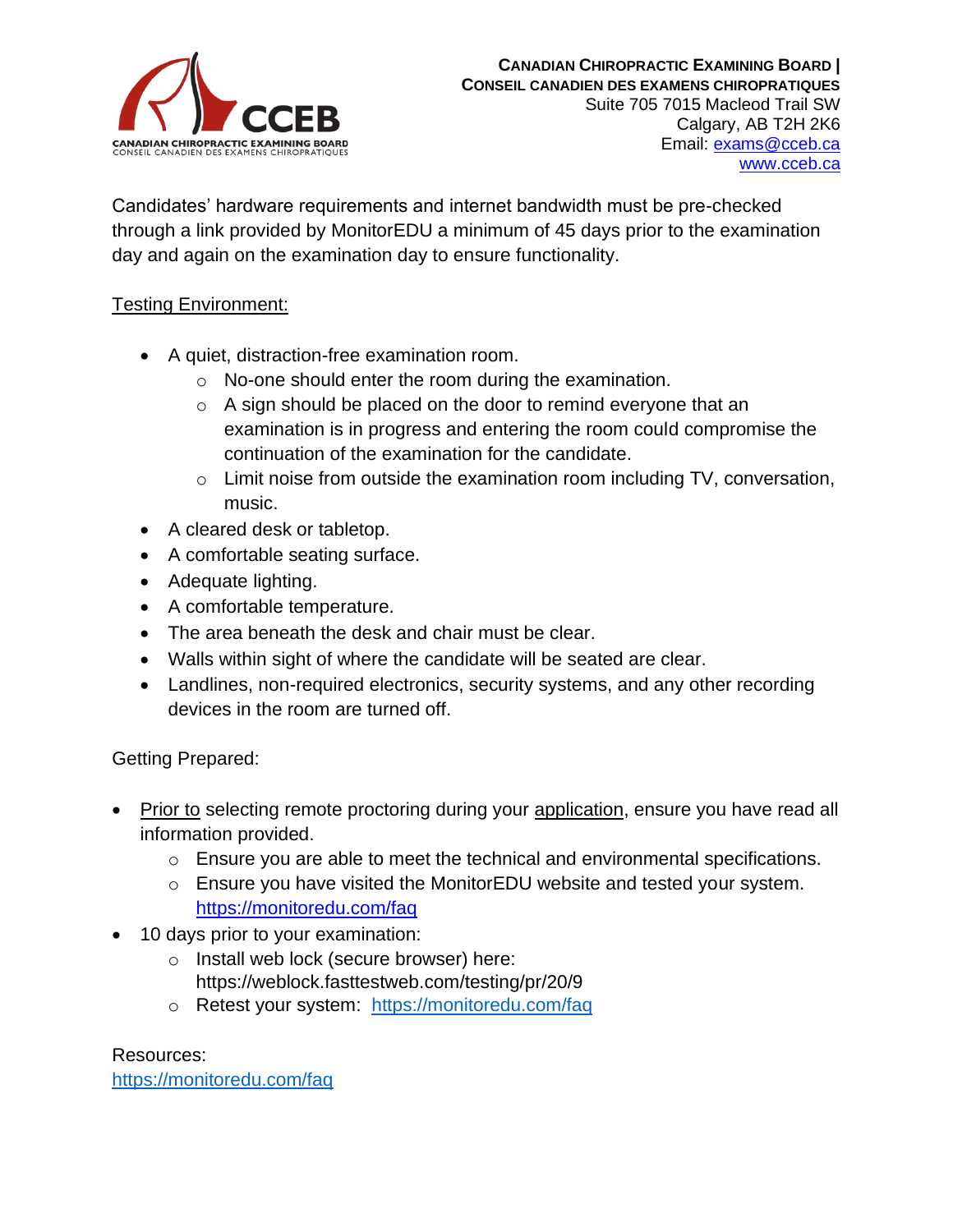Candidates' hardware requirements and internet bandwidth must be pre-checked through a link provided by MonitorEDU a minimum of 45 days prior to the examination day and again on the examination day to ensure functionality.

Testing Environment:

- A quiet, distraction-free examination room.
  - No-one should enter the room during the examination.
  - A sign should be placed on the door to remind everyone that an examination is in progress and entering the room could compromise the continuation of the examination for the candidate.
  - Limit noise from outside the examination room including TV, conversation, music.
- A cleared desk or tabletop.
- A comfortable seating surface.
- Adequate lighting.
- A comfortable temperature.
- The area beneath the desk and chair must be clear.
- Walls within sight of where the candidate will be seated are clear.
- Landlines, non-required electronics, security systems, and any other recording devices in the room are turned off.

Getting Prepared:

- Prior to selecting remote proctoring during your application, ensure you have read all information provided.
  - Ensure you are able to meet the technical and environmental specifications.
  - Ensure you have visited the MonitorEDU website and tested your system. https://monitoredu.com/faq
- 10 days prior to your examination:
  - Install web lock (secure browser) here: https://weblock.fasttestweb.com/testing/pr/20/9
  - Retest your system: https://monitoredu.com/faq

Resources:
https://monitoredu.com/faq